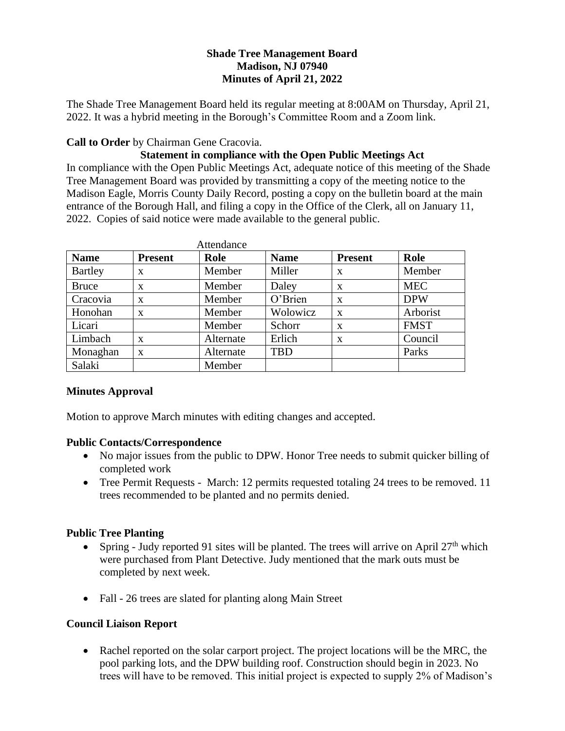**Shade Tree Management Board**
**Madison, NJ 07940**
**Minutes of April 21, 2022**

The Shade Tree Management Board held its regular meeting at 8:00AM on Thursday, April 21, 2022. It was a hybrid meeting in the Borough's Committee Room and a Zoom link.

**Call to Order** by Chairman Gene Cracovia.

**Statement in compliance with the Open Public Meetings Act**

In compliance with the Open Public Meetings Act, adequate notice of this meeting of the Shade Tree Management Board was provided by transmitting a copy of the meeting notice to the Madison Eagle, Morris County Daily Record, posting a copy on the bulletin board at the main entrance of the Borough Hall, and filing a copy in the Office of the Clerk, all on January 11, 2022. Copies of said notice were made available to the general public.

Attendance

| Name | Present | Role | Name | Present | Role |
|---|---|---|---|---|---|
| Bartley | x | Member | Miller | x | Member |
| Bruce | x | Member | Daley | x | MEC |
| Cracovia | x | Member | O'Brien | x | DPW |
| Honohan | x | Member | Wolowicz | x | Arborist |
| Licari | | Member | Schorr | x | FMST |
| Limbach | x | Alternate | Erlich | x | Council |
| Monaghan | x | Alternate | TBD | | Parks |
| Salaki | | Member | | | |

**Minutes Approval**

Motion to approve March minutes with editing changes and accepted.

**Public Contacts/Correspondence**

- No major issues from the public to DPW. Honor Tree needs to submit quicker billing of completed work
- Tree Permit Requests - March: 12 permits requested totaling 24 trees to be removed. 11 trees recommended to be planted and no permits denied.

**Public Tree Planting**

- Spring - Judy reported 91 sites will be planted. The trees will arrive on April 27th which were purchased from Plant Detective. Judy mentioned that the mark outs must be completed by next week.
- Fall - 26 trees are slated for planting along Main Street

**Council Liaison Report**

- Rachel reported on the solar carport project. The project locations will be the MRC, the pool parking lots, and the DPW building roof. Construction should begin in 2023. No trees will have to be removed. This initial project is expected to supply 2% of Madison's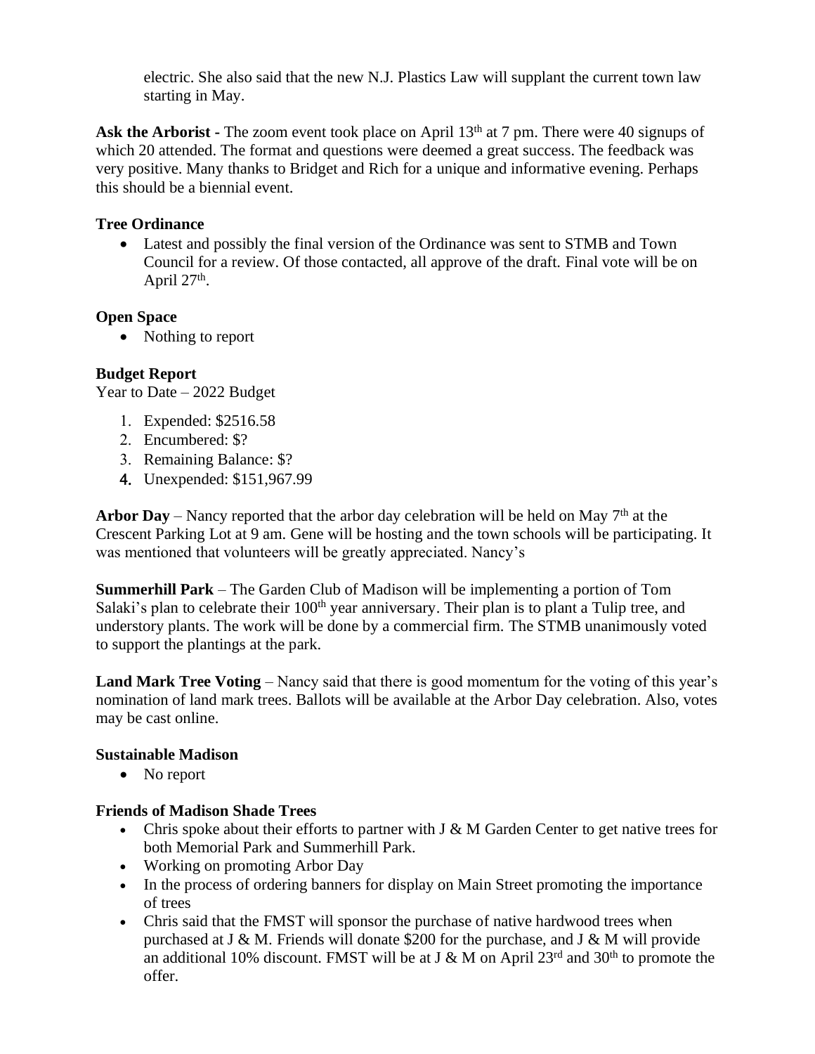electric. She also said that the new N.J. Plastics Law will supplant the current town law starting in May.

**Ask the Arborist** - The zoom event took place on April 13th at 7 pm. There were 40 signups of which 20 attended. The format and questions were deemed a great success. The feedback was very positive. Many thanks to Bridget and Rich for a unique and informative evening. Perhaps this should be a biennial event.

**Tree Ordinance**

- Latest and possibly the final version of the Ordinance was sent to STMB and Town Council for a review. Of those contacted, all approve of the draft. Final vote will be on April 27th.

**Open Space**

- Nothing to report

**Budget Report**

Year to Date – 2022 Budget

1. Expended: $2516.58
2. Encumbered: $?
3. Remaining Balance: $?
4. Unexpended: $151,967.99

**Arbor Day** – Nancy reported that the arbor day celebration will be held on May 7th at the Crescent Parking Lot at 9 am. Gene will be hosting and the town schools will be participating. It was mentioned that volunteers will be greatly appreciated. Nancy's

**Summerhill Park** – The Garden Club of Madison will be implementing a portion of Tom Salaki's plan to celebrate their 100th year anniversary. Their plan is to plant a Tulip tree, and understory plants. The work will be done by a commercial firm. The STMB unanimously voted to support the plantings at the park.

**Land Mark Tree Voting** – Nancy said that there is good momentum for the voting of this year's nomination of land mark trees. Ballots will be available at the Arbor Day celebration. Also, votes may be cast online.

**Sustainable Madison**

- No report

**Friends of Madison Shade Trees**

- Chris spoke about their efforts to partner with J & M Garden Center to get native trees for both Memorial Park and Summerhill Park.
- Working on promoting Arbor Day
- In the process of ordering banners for display on Main Street promoting the importance of trees
- Chris said that the FMST will sponsor the purchase of native hardwood trees when purchased at J & M. Friends will donate $200 for the purchase, and J & M will provide an additional 10% discount. FMST will be at J & M on April 23rd and 30th to promote the offer.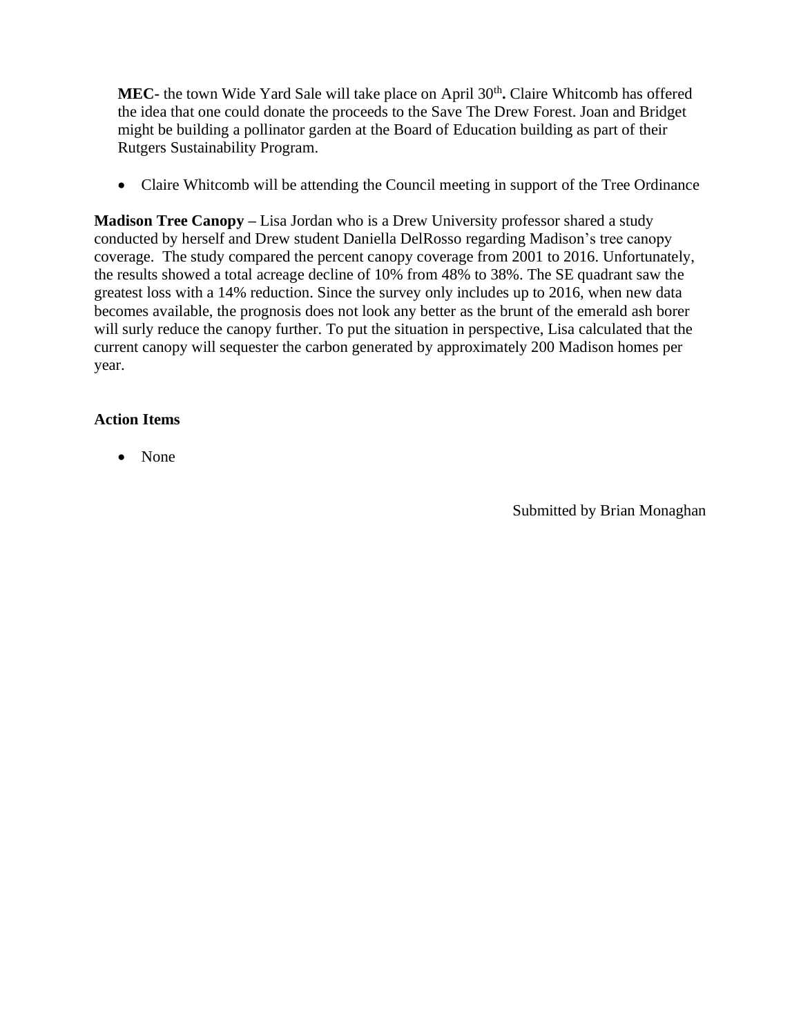**MEC-** the town Wide Yard Sale will take place on April 30th**.** Claire Whitcomb has offered the idea that one could donate the proceeds to the Save The Drew Forest. Joan and Bridget might be building a pollinator garden at the Board of Education building as part of their Rutgers Sustainability Program.

- Claire Whitcomb will be attending the Council meeting in support of the Tree Ordinance

**Madison Tree Canopy –** Lisa Jordan who is a Drew University professor shared a study conducted by herself and Drew student Daniella DelRosso regarding Madison's tree canopy coverage. The study compared the percent canopy coverage from 2001 to 2016. Unfortunately, the results showed a total acreage decline of 10% from 48% to 38%. The SE quadrant saw the greatest loss with a 14% reduction. Since the survey only includes up to 2016, when new data becomes available, the prognosis does not look any better as the brunt of the emerald ash borer will surly reduce the canopy further. To put the situation in perspective, Lisa calculated that the current canopy will sequester the carbon generated by approximately 200 Madison homes per year.

**Action Items**

- None

Submitted by Brian Monaghan